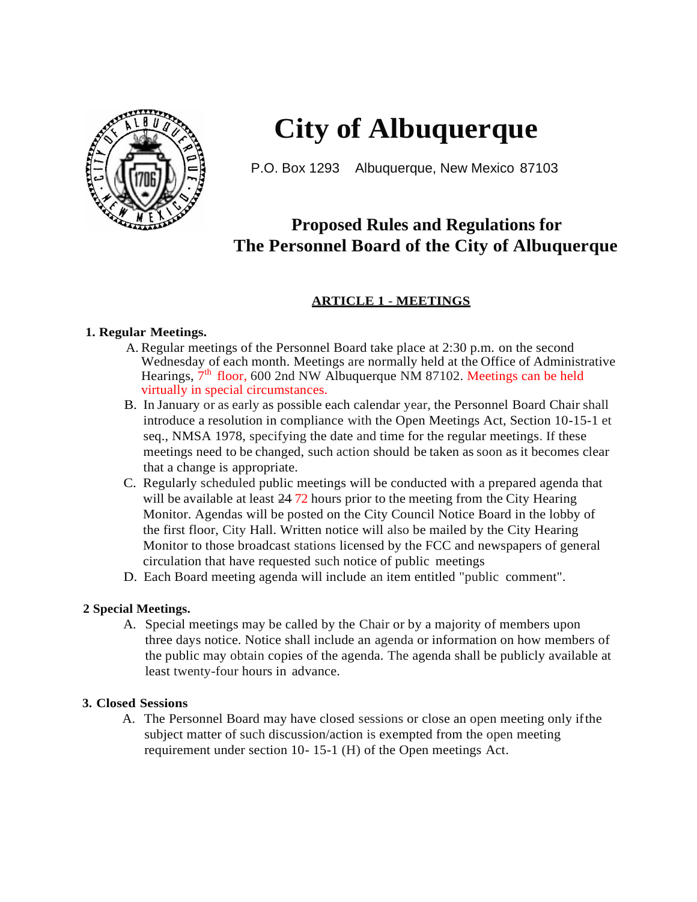# City of Albuquerque

P.O. Box 1293 Albuquerque, New Mexico 87103

## Proposed Rules and Regulations for The Personnel Board of the City of Albuquerque

### ARTICLE 1 - MEETINGS

**1. Regular Meetings.**

A. Regular meetings of the Personnel Board take place at 2:30 p.m. on the second Wednesday of each month. Meetings are normally held at the Office of Administrative Hearings, 7th floor, 600 2nd NW Albuquerque NM 87102. Meetings can be held virtually in special circumstances.

B. In January or as early as possible each calendar year, the Personnel Board Chair shall introduce a resolution in compliance with the Open Meetings Act, Section 10-15-1 et seq., NMSA 1978, specifying the date and time for the regular meetings. If these meetings need to be changed, such action should be taken as soon as it becomes clear that a change is appropriate.

C. Regularly scheduled public meetings will be conducted with a prepared agenda that will be available at least ~~24~~ 72 hours prior to the meeting from the City Hearing Monitor. Agendas will be posted on the City Council Notice Board in the lobby of the first floor, City Hall. Written notice will also be mailed by the City Hearing Monitor to those broadcast stations licensed by the FCC and newspapers of general circulation that have requested such notice of public meetings

D. Each Board meeting agenda will include an item entitled "public comment".

**2 Special Meetings.**

A. Special meetings may be called by the Chair or by a majority of members upon three days notice. Notice shall include an agenda or information on how members of the public may obtain copies of the agenda. The agenda shall be publicly available at least twenty-four hours in advance.

**3. Closed Sessions**

A. The Personnel Board may have closed sessions or close an open meeting only if the subject matter of such discussion/action is exempted from the open meeting requirement under section 10- 15-1 (H) of the Open meetings Act.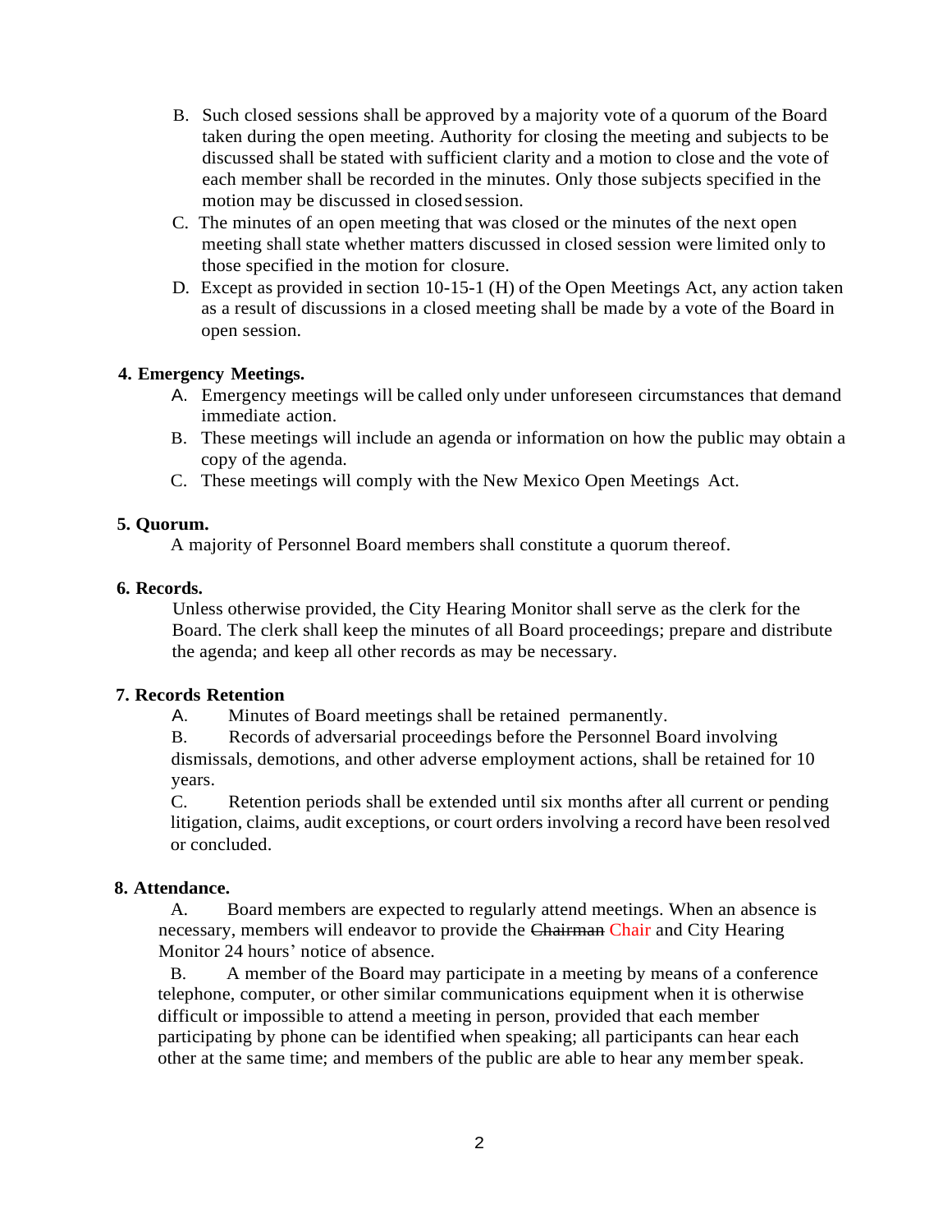B. Such closed sessions shall be approved by a majority vote of a quorum of the Board taken during the open meeting. Authority for closing the meeting and subjects to be discussed shall be stated with sufficient clarity and a motion to close and the vote of each member shall be recorded in the minutes. Only those subjects specified in the motion may be discussed in closed session.

C. The minutes of an open meeting that was closed or the minutes of the next open meeting shall state whether matters discussed in closed session were limited only to those specified in the motion for closure.

D. Except as provided in section 10-15-1 (H) of the Open Meetings Act, any action taken as a result of discussions in a closed meeting shall be made by a vote of the Board in open session.

**4. Emergency Meetings.**

A. Emergency meetings will be called only under unforeseen circumstances that demand immediate action.

B. These meetings will include an agenda or information on how the public may obtain a copy of the agenda.

C. These meetings will comply with the New Mexico Open Meetings Act.

**5. Quorum.**

A majority of Personnel Board members shall constitute a quorum thereof.

**6. Records.**

Unless otherwise provided, the City Hearing Monitor shall serve as the clerk for the Board. The clerk shall keep the minutes of all Board proceedings; prepare and distribute the agenda; and keep all other records as may be necessary.

**7. Records Retention**

A. Minutes of Board meetings shall be retained permanently.

B. Records of adversarial proceedings before the Personnel Board involving dismissals, demotions, and other adverse employment actions, shall be retained for 10 years.

C. Retention periods shall be extended until six months after all current or pending litigation, claims, audit exceptions, or court orders involving a record have been resolved or concluded.

**8. Attendance.**

A. Board members are expected to regularly attend meetings. When an absence is necessary, members will endeavor to provide the ~~Chairman~~ Chair and City Hearing Monitor 24 hours' notice of absence.

B. A member of the Board may participate in a meeting by means of a conference telephone, computer, or other similar communications equipment when it is otherwise difficult or impossible to attend a meeting in person, provided that each member participating by phone can be identified when speaking; all participants can hear each other at the same time; and members of the public are able to hear any member speak.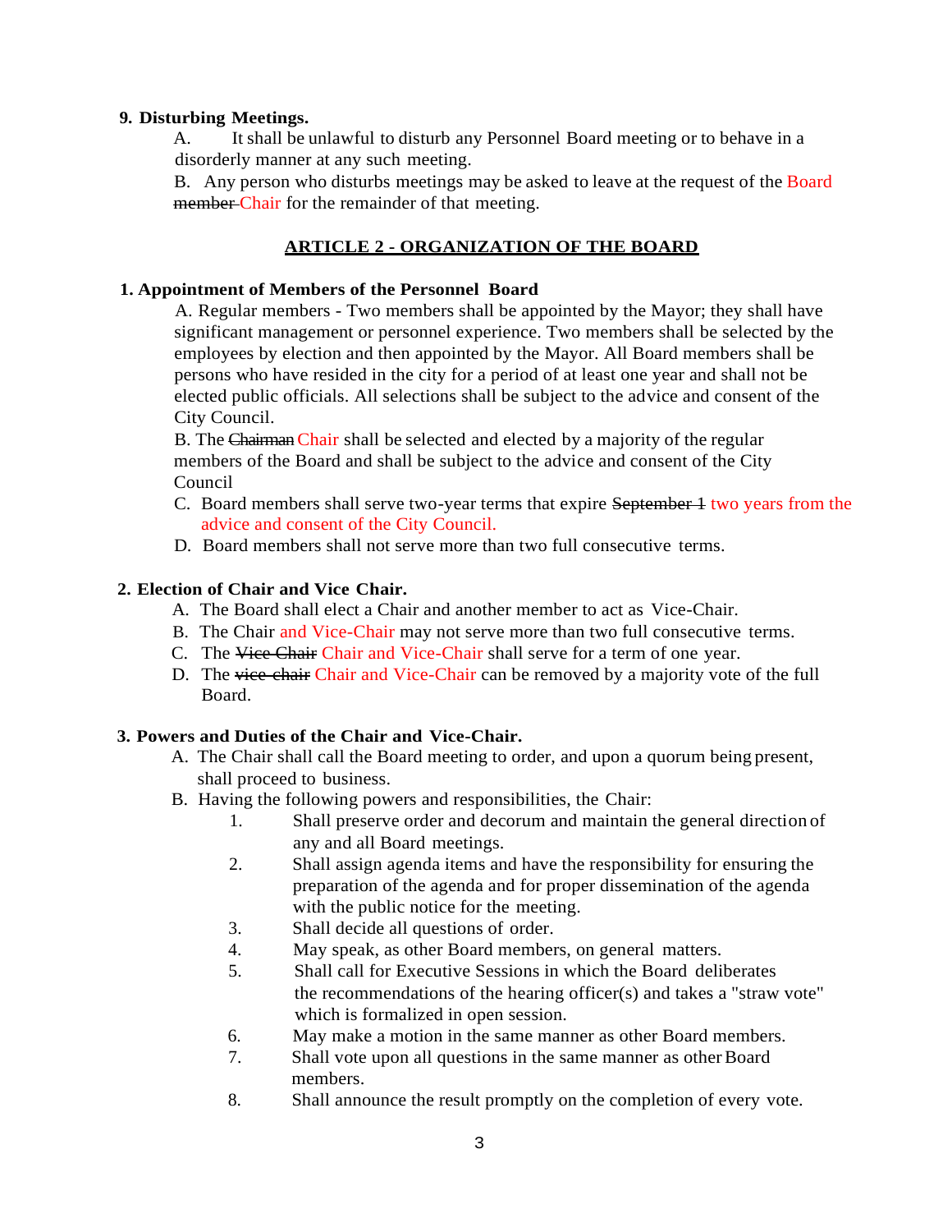**9. Disturbing Meetings.**

A. It shall be unlawful to disturb any Personnel Board meeting or to behave in a disorderly manner at any such meeting.

B. Any person who disturbs meetings may be asked to leave at the request of the Board ~~member~~ Chair for the remainder of that meeting.

## ARTICLE 2 - ORGANIZATION OF THE BOARD

**1. Appointment of Members of the Personnel Board**

A. Regular members - Two members shall be appointed by the Mayor; they shall have significant management or personnel experience. Two members shall be selected by the employees by election and then appointed by the Mayor. All Board members shall be persons who have resided in the city for a period of at least one year and shall not be elected public officials. All selections shall be subject to the advice and consent of the City Council.

B. The ~~Chairman~~ Chair shall be selected and elected by a majority of the regular members of the Board and shall be subject to the advice and consent of the City Council

C. Board members shall serve two-year terms that expire ~~September 1~~ two years from the advice and consent of the City Council.

D. Board members shall not serve more than two full consecutive terms.

**2. Election of Chair and Vice Chair.**

A. The Board shall elect a Chair and another member to act as Vice-Chair.

B. The Chair and Vice-Chair may not serve more than two full consecutive terms.

C. The ~~Vice Chair~~ Chair and Vice-Chair shall serve for a term of one year.

D. The ~~vice chair~~ Chair and Vice-Chair can be removed by a majority vote of the full Board.

**3. Powers and Duties of the Chair and Vice-Chair.**

A. The Chair shall call the Board meeting to order, and upon a quorum being present, shall proceed to business.

B. Having the following powers and responsibilities, the Chair:

1. Shall preserve order and decorum and maintain the general direction of any and all Board meetings.
2. Shall assign agenda items and have the responsibility for ensuring the preparation of the agenda and for proper dissemination of the agenda with the public notice for the meeting.
3. Shall decide all questions of order.
4. May speak, as other Board members, on general matters.
5. Shall call for Executive Sessions in which the Board deliberates the recommendations of the hearing officer(s) and takes a "straw vote" which is formalized in open session.
6. May make a motion in the same manner as other Board members.
7. Shall vote upon all questions in the same manner as other Board members.
8. Shall announce the result promptly on the completion of every vote.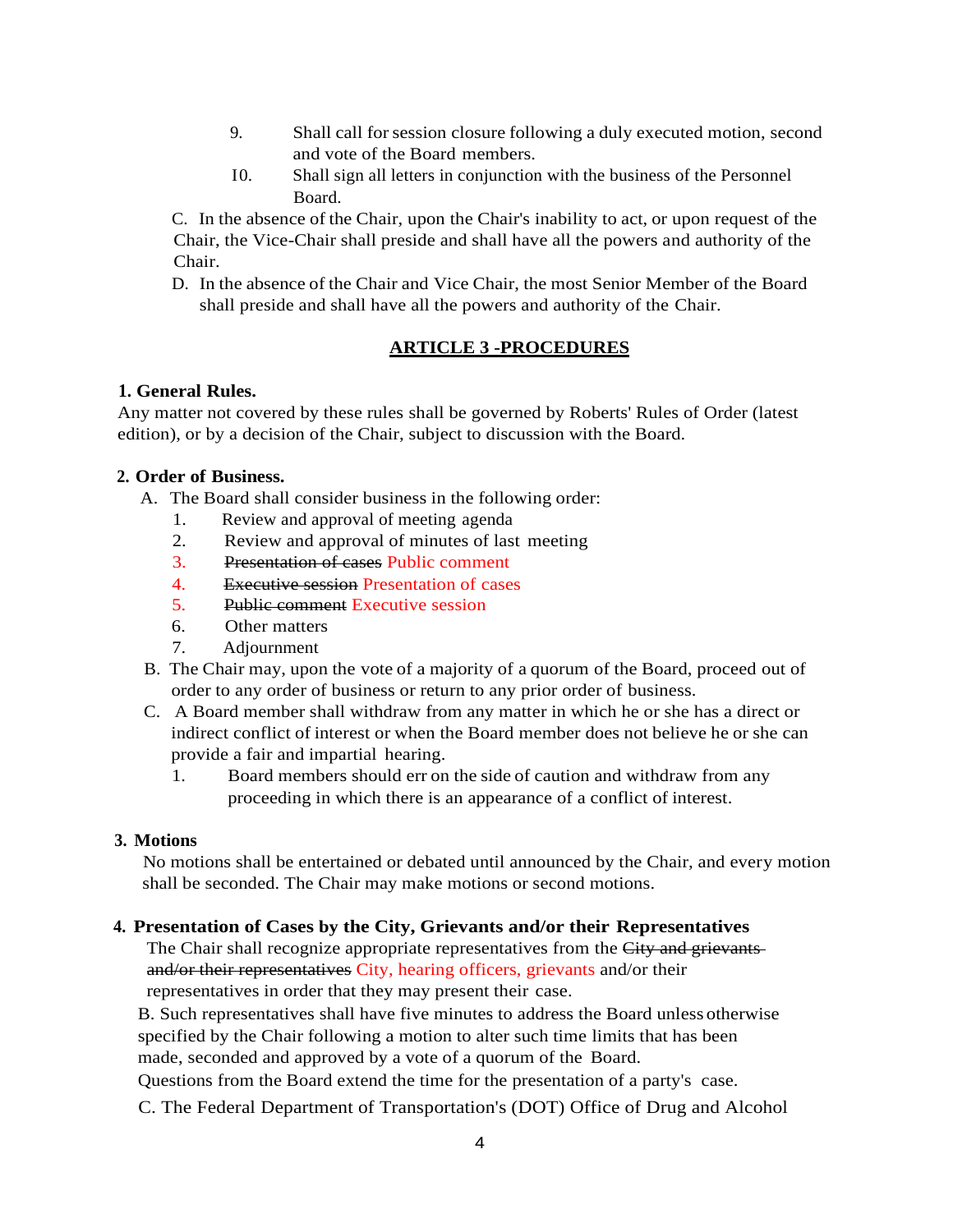9. Shall call for session closure following a duly executed motion, second and vote of the Board members.
10. Shall sign all letters in conjunction with the business of the Personnel Board.

C. In the absence of the Chair, upon the Chair's inability to act, or upon request of the Chair, the Vice-Chair shall preside and shall have all the powers and authority of the Chair.

D. In the absence of the Chair and Vice Chair, the most Senior Member of the Board shall preside and shall have all the powers and authority of the Chair.

## ARTICLE 3 -PROCEDURES

**1. General Rules.**

Any matter not covered by these rules shall be governed by Roberts' Rules of Order (latest edition), or by a decision of the Chair, subject to discussion with the Board.

**2. Order of Business.**

A. The Board shall consider business in the following order:

1. Review and approval of meeting agenda
2. Review and approval of minutes of last meeting
3. ~~Presentation of cases~~ Public comment
4. ~~Executive session~~ Presentation of cases
5. ~~Public comment~~ Executive session
6. Other matters
7. Adjournment

B. The Chair may, upon the vote of a majority of a quorum of the Board, proceed out of order to any order of business or return to any prior order of business.

C. A Board member shall withdraw from any matter in which he or she has a direct or indirect conflict of interest or when the Board member does not believe he or she can provide a fair and impartial hearing.

1. Board members should err on the side of caution and withdraw from any proceeding in which there is an appearance of a conflict of interest.

**3. Motions**

No motions shall be entertained or debated until announced by the Chair, and every motion shall be seconded. The Chair may make motions or second motions.

**4. Presentation of Cases by the City, Grievants and/or their Representatives**

The Chair shall recognize appropriate representatives from the ~~City and grievants and/or their representatives~~ City, hearing officers, grievants and/or their representatives in order that they may present their case.

B. Such representatives shall have five minutes to address the Board unless otherwise specified by the Chair following a motion to alter such time limits that has been made, seconded and approved by a vote of a quorum of the Board. Questions from the Board extend the time for the presentation of a party's case.

C. The Federal Department of Transportation's (DOT) Office of Drug and Alcohol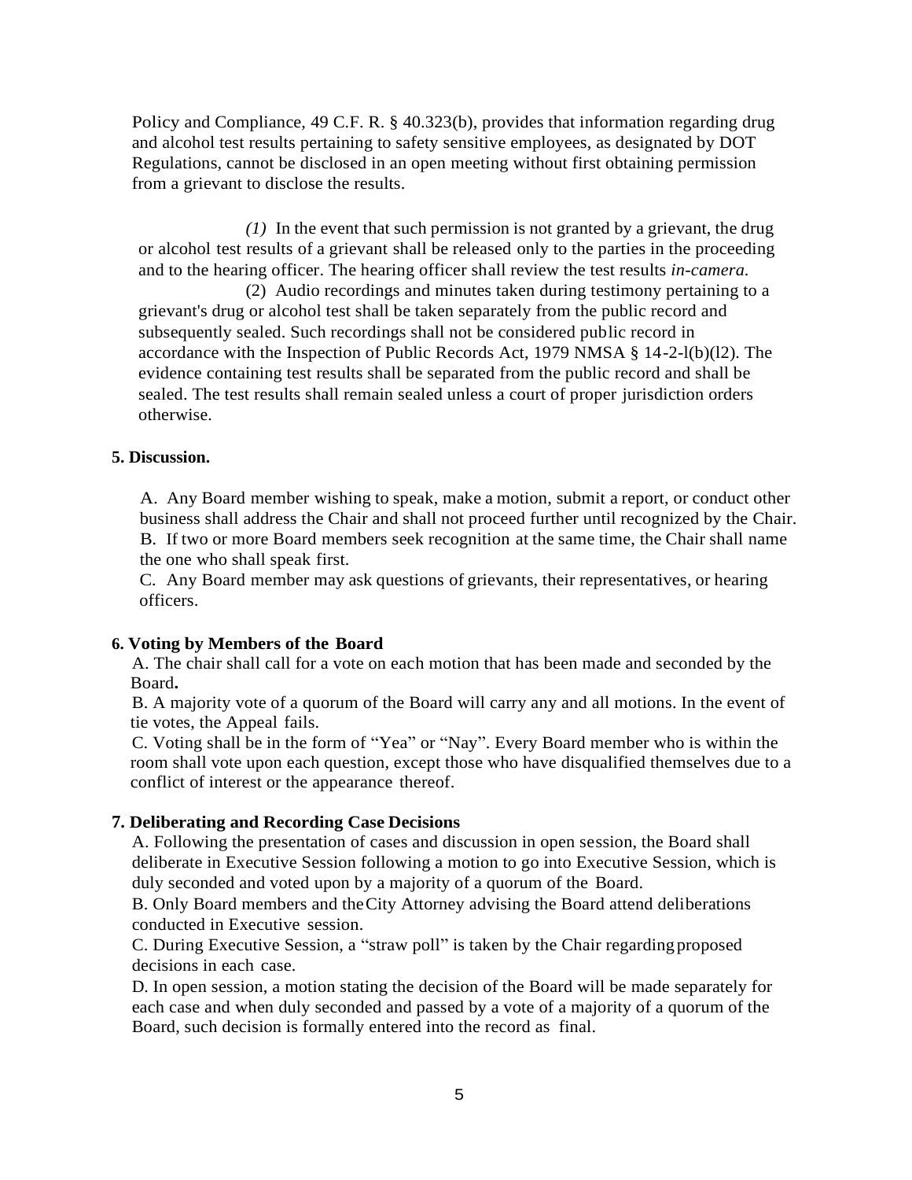Policy and Compliance, 49 C.F. R. § 40.323(b), provides that information regarding drug and alcohol test results pertaining to safety sensitive employees, as designated by DOT Regulations, cannot be disclosed in an open meeting without first obtaining permission from a grievant to disclose the results.

*(1)* In the event that such permission is not granted by a grievant, the drug or alcohol test results of a grievant shall be released only to the parties in the proceeding and to the hearing officer. The hearing officer shall review the test results *in-camera.*

(2) Audio recordings and minutes taken during testimony pertaining to a grievant's drug or alcohol test shall be taken separately from the public record and subsequently sealed. Such recordings shall not be considered public record in accordance with the Inspection of Public Records Act, 1979 NMSA § 14-2-l(b)(l2). The evidence containing test results shall be separated from the public record and shall be sealed. The test results shall remain sealed unless a court of proper jurisdiction orders otherwise.

**5. Discussion.**

A. Any Board member wishing to speak, make a motion, submit a report, or conduct other business shall address the Chair and shall not proceed further until recognized by the Chair.
B. If two or more Board members seek recognition at the same time, the Chair shall name the one who shall speak first.
C. Any Board member may ask questions of grievants, their representatives, or hearing officers.

**6. Voting by Members of the Board**

A. The chair shall call for a vote on each motion that has been made and seconded by the Board**.**
B. A majority vote of a quorum of the Board will carry any and all motions. In the event of tie votes, the Appeal fails.
C. Voting shall be in the form of "Yea" or "Nay". Every Board member who is within the room shall vote upon each question, except those who have disqualified themselves due to a conflict of interest or the appearance thereof.

**7. Deliberating and Recording Case Decisions**

A. Following the presentation of cases and discussion in open session, the Board shall deliberate in Executive Session following a motion to go into Executive Session, which is duly seconded and voted upon by a majority of a quorum of the Board.
B. Only Board members and the City Attorney advising the Board attend deliberations conducted in Executive session.
C. During Executive Session, a "straw poll" is taken by the Chair regarding proposed decisions in each case.
D. In open session, a motion stating the decision of the Board will be made separately for each case and when duly seconded and passed by a vote of a majority of a quorum of the Board, such decision is formally entered into the record as final.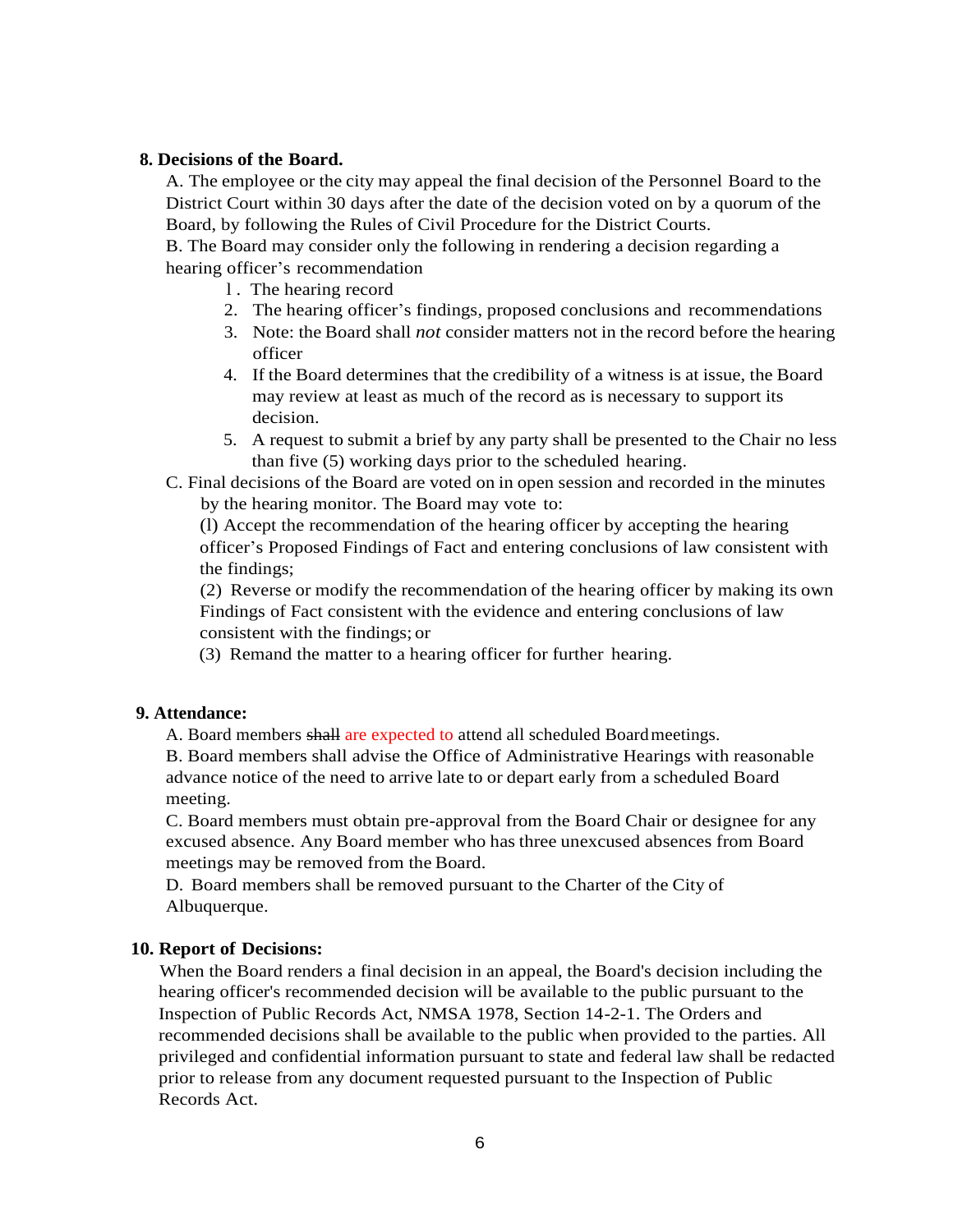**8. Decisions of the Board.**

A. The employee or the city may appeal the final decision of the Personnel Board to the District Court within 30 days after the date of the decision voted on by a quorum of the Board, by following the Rules of Civil Procedure for the District Courts.

B. The Board may consider only the following in rendering a decision regarding a hearing officer's recommendation

1. The hearing record
2. The hearing officer's findings, proposed conclusions and recommendations
3. Note: the Board shall *not* consider matters not in the record before the hearing officer
4. If the Board determines that the credibility of a witness is at issue, the Board may review at least as much of the record as is necessary to support its decision.
5. A request to submit a brief by any party shall be presented to the Chair no less than five (5) working days prior to the scheduled hearing.

C. Final decisions of the Board are voted on in open session and recorded in the minutes by the hearing monitor. The Board may vote to:

(l) Accept the recommendation of the hearing officer by accepting the hearing officer's Proposed Findings of Fact and entering conclusions of law consistent with the findings;

(2) Reverse or modify the recommendation of the hearing officer by making its own Findings of Fact consistent with the evidence and entering conclusions of law consistent with the findings; or

(3) Remand the matter to a hearing officer for further hearing.

**9. Attendance:**

A. Board members ~~shall~~ are expected to attend all scheduled Board meetings.

B. Board members shall advise the Office of Administrative Hearings with reasonable advance notice of the need to arrive late to or depart early from a scheduled Board meeting.

C. Board members must obtain pre-approval from the Board Chair or designee for any excused absence. Any Board member who has three unexcused absences from Board meetings may be removed from the Board.

D. Board members shall be removed pursuant to the Charter of the City of Albuquerque.

**10. Report of Decisions:**

When the Board renders a final decision in an appeal, the Board's decision including the hearing officer's recommended decision will be available to the public pursuant to the Inspection of Public Records Act, NMSA 1978, Section 14-2-1. The Orders and recommended decisions shall be available to the public when provided to the parties. All privileged and confidential information pursuant to state and federal law shall be redacted prior to release from any document requested pursuant to the Inspection of Public Records Act.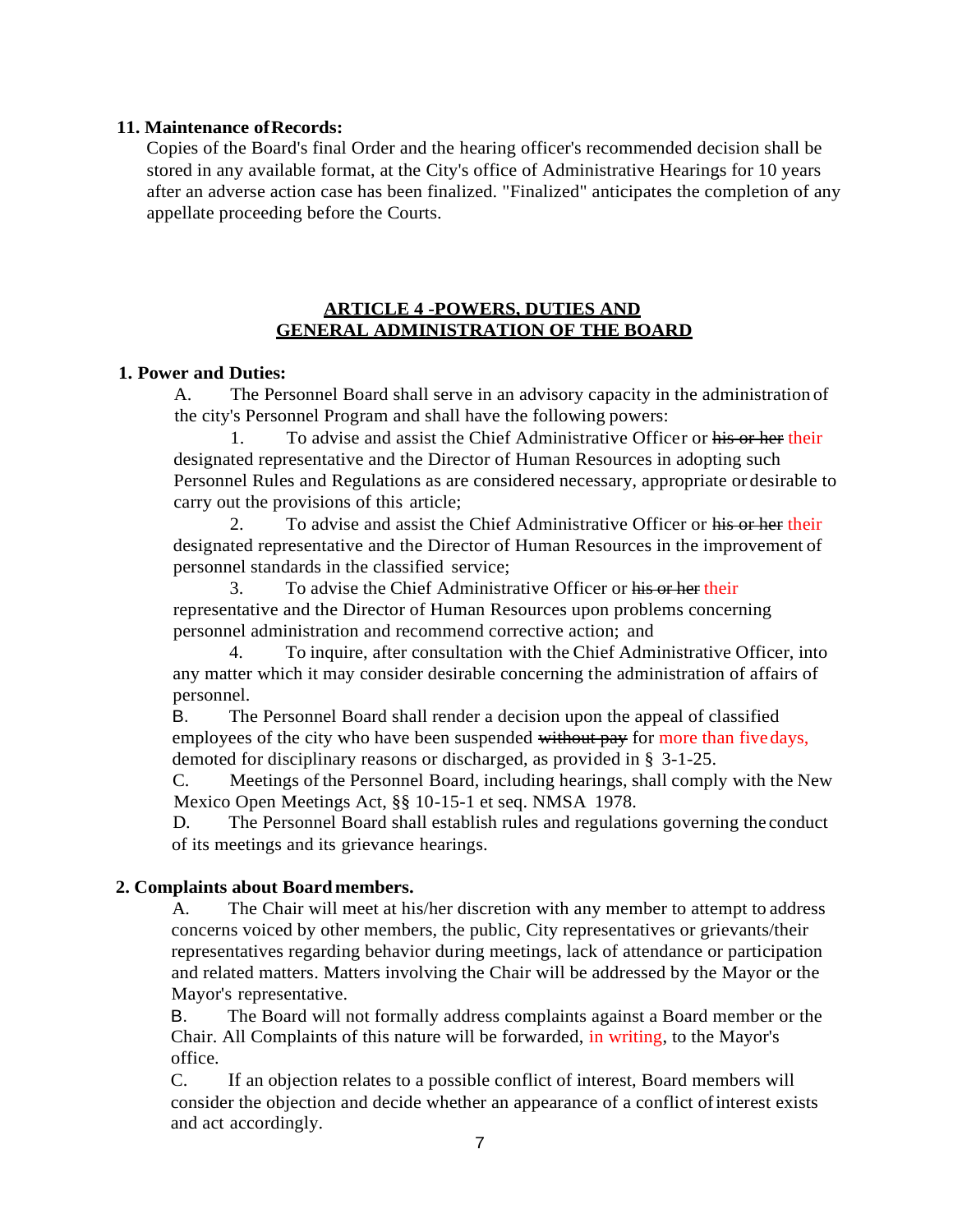**11. Maintenance of Records:**

Copies of the Board's final Order and the hearing officer's recommended decision shall be stored in any available format, at the City's office of Administrative Hearings for 10 years after an adverse action case has been finalized. "Finalized" anticipates the completion of any appellate proceeding before the Courts.

## ARTICLE 4 -POWERS, DUTIES AND GENERAL ADMINISTRATION OF THE BOARD

**1. Power and Duties:**

A. The Personnel Board shall serve in an advisory capacity in the administration of the city's Personnel Program and shall have the following powers:

1. To advise and assist the Chief Administrative Officer or ~~his or her~~ their designated representative and the Director of Human Resources in adopting such Personnel Rules and Regulations as are considered necessary, appropriate or desirable to carry out the provisions of this article;

2. To advise and assist the Chief Administrative Officer or ~~his or her~~ their designated representative and the Director of Human Resources in the improvement of personnel standards in the classified service;

3. To advise the Chief Administrative Officer or ~~his or her~~ their representative and the Director of Human Resources upon problems concerning personnel administration and recommend corrective action; and

4. To inquire, after consultation with the Chief Administrative Officer, into any matter which it may consider desirable concerning the administration of affairs of personnel.

B. The Personnel Board shall render a decision upon the appeal of classified employees of the city who have been suspended ~~without pay~~ for more than five days, demoted for disciplinary reasons or discharged, as provided in § 3-1-25.

C. Meetings of the Personnel Board, including hearings, shall comply with the New Mexico Open Meetings Act, §§ 10-15-1 et seq. NMSA 1978.

D. The Personnel Board shall establish rules and regulations governing the conduct of its meetings and its grievance hearings.

**2. Complaints about Board members.**

A. The Chair will meet at his/her discretion with any member to attempt to address concerns voiced by other members, the public, City representatives or grievants/their representatives regarding behavior during meetings, lack of attendance or participation and related matters. Matters involving the Chair will be addressed by the Mayor or the Mayor's representative.

B. The Board will not formally address complaints against a Board member or the Chair. All Complaints of this nature will be forwarded, in writing, to the Mayor's office.

C. If an objection relates to a possible conflict of interest, Board members will consider the objection and decide whether an appearance of a conflict of interest exists and act accordingly.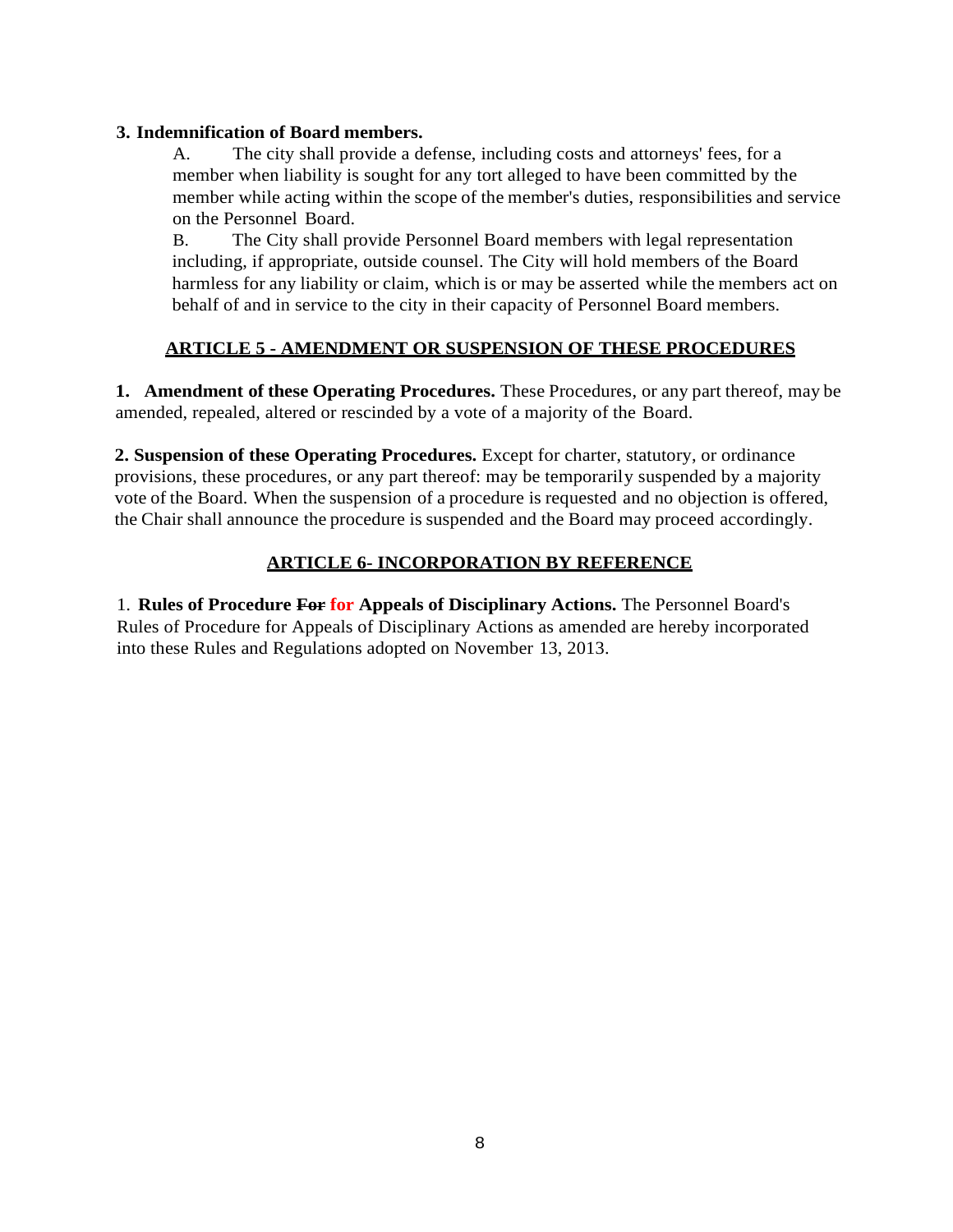**3. Indemnification of Board members.**

A. The city shall provide a defense, including costs and attorneys' fees, for a member when liability is sought for any tort alleged to have been committed by the member while acting within the scope of the member's duties, responsibilities and service on the Personnel Board.

B. The City shall provide Personnel Board members with legal representation including, if appropriate, outside counsel. The City will hold members of the Board harmless for any liability or claim, which is or may be asserted while the members act on behalf of and in service to the city in their capacity of Personnel Board members.

## ARTICLE 5 - AMENDMENT OR SUSPENSION OF THESE PROCEDURES

**1. Amendment of these Operating Procedures.** These Procedures, or any part thereof, may be amended, repealed, altered or rescinded by a vote of a majority of the Board.

**2. Suspension of these Operating Procedures.** Except for charter, statutory, or ordinance provisions, these procedures, or any part thereof: may be temporarily suspended by a majority vote of the Board. When the suspension of a procedure is requested and no objection is offered, the Chair shall announce the procedure is suspended and the Board may proceed accordingly.

## ARTICLE 6- INCORPORATION BY REFERENCE

1. **Rules of Procedure ~~For~~ for Appeals of Disciplinary Actions.** The Personnel Board's Rules of Procedure for Appeals of Disciplinary Actions as amended are hereby incorporated into these Rules and Regulations adopted on November 13, 2013.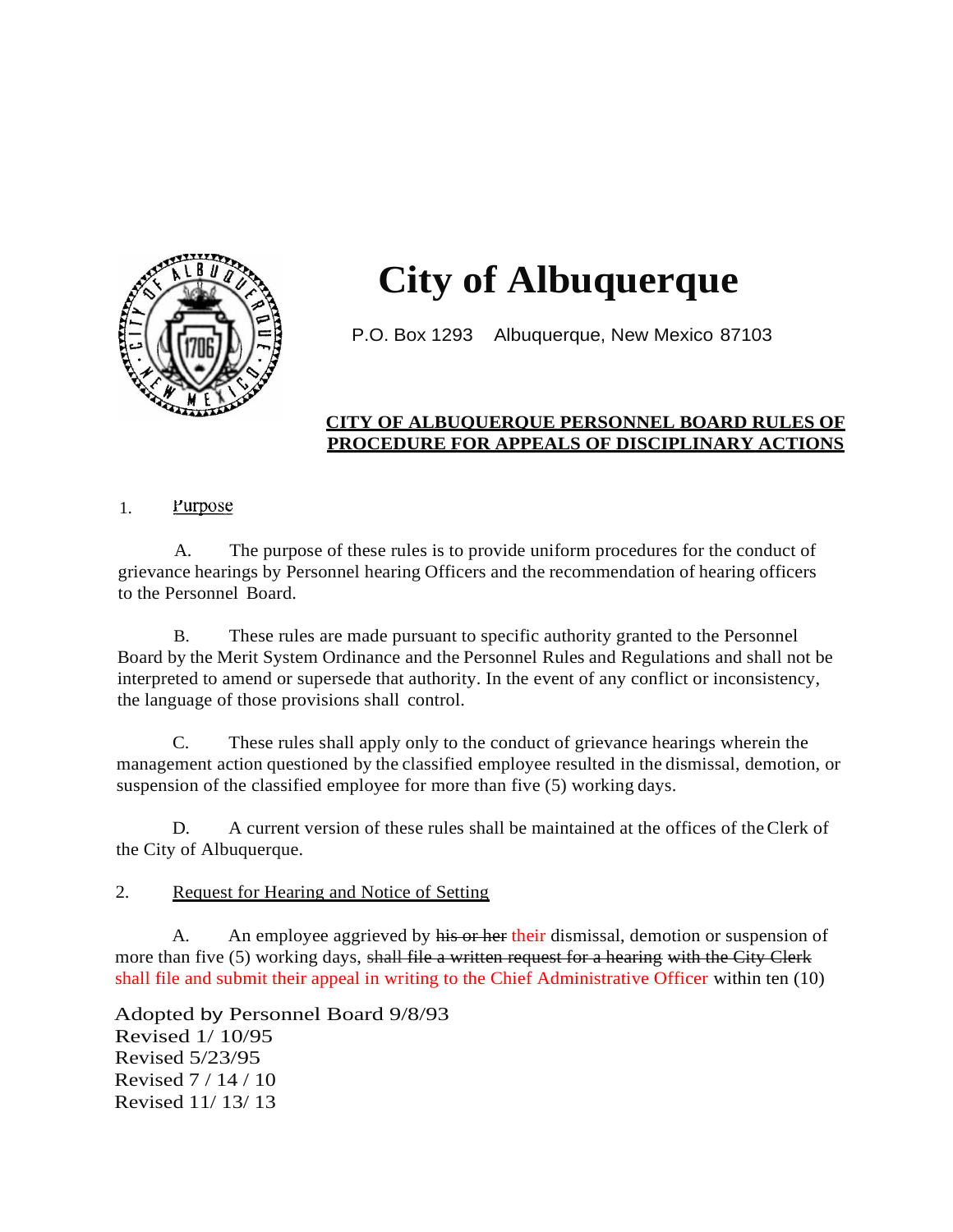# City of Albuquerque

P.O. Box 1293 Albuquerque, New Mexico 87103

**CITY OF ALBUQUERQUE PERSONNEL BOARD RULES OF PROCEDURE FOR APPEALS OF DISCIPLINARY ACTIONS**

1. Purpose

A. The purpose of these rules is to provide uniform procedures for the conduct of grievance hearings by Personnel hearing Officers and the recommendation of hearing officers to the Personnel Board.

B. These rules are made pursuant to specific authority granted to the Personnel Board by the Merit System Ordinance and the Personnel Rules and Regulations and shall not be interpreted to amend or supersede that authority. In the event of any conflict or inconsistency, the language of those provisions shall control.

C. These rules shall apply only to the conduct of grievance hearings wherein the management action questioned by the classified employee resulted in the dismissal, demotion, or suspension of the classified employee for more than five (5) working days.

D. A current version of these rules shall be maintained at the offices of the Clerk of the City of Albuquerque.

2. Request for Hearing and Notice of Setting

A. An employee aggrieved by ~~his or her~~ their dismissal, demotion or suspension of more than five (5) working days, ~~shall file a written request for a hearing with the City Clerk~~ shall file and submit their appeal in writing to the Chief Administrative Officer within ten (10)

Adopted by Personnel Board 9/8/93
Revised 1/ 10/95
Revised 5/23/95
Revised 7 / 14 / 10
Revised 11/ 13/ 13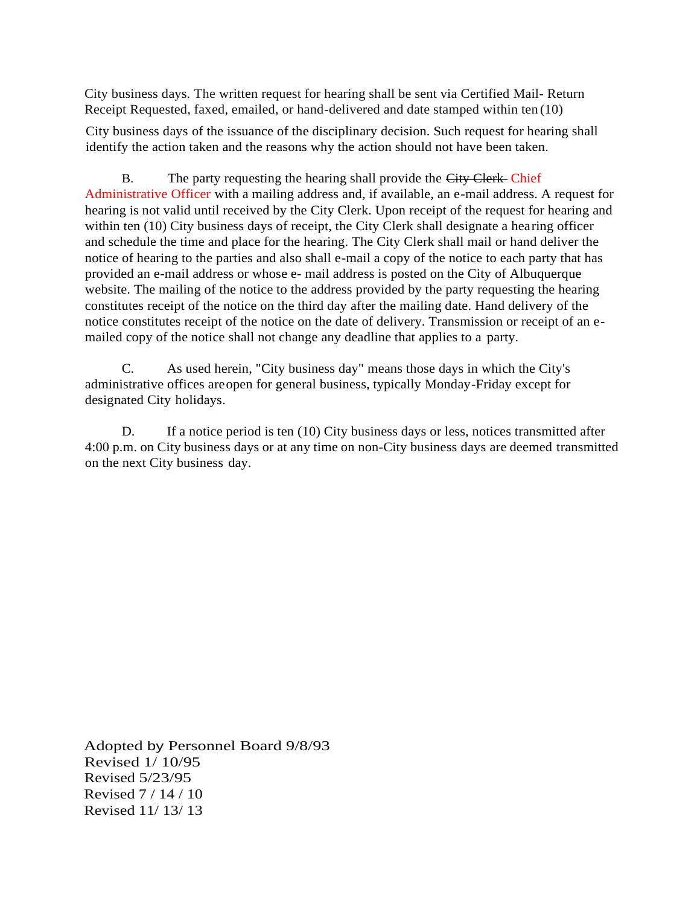City business days. The written request for hearing shall be sent via Certified Mail- Return Receipt Requested, faxed, emailed, or hand-delivered and date stamped within ten (10) City business days of the issuance of the disciplinary decision. Such request for hearing shall identify the action taken and the reasons why the action should not have been taken.

B. The party requesting the hearing shall provide the ~~City Clerk~~ Chief Administrative Officer with a mailing address and, if available, an e-mail address. A request for hearing is not valid until received by the City Clerk. Upon receipt of the request for hearing and within ten (10) City business days of receipt, the City Clerk shall designate a hearing officer and schedule the time and place for the hearing. The City Clerk shall mail or hand deliver the notice of hearing to the parties and also shall e-mail a copy of the notice to each party that has provided an e-mail address or whose e- mail address is posted on the City of Albuquerque website. The mailing of the notice to the address provided by the party requesting the hearing constitutes receipt of the notice on the third day after the mailing date. Hand delivery of the notice constitutes receipt of the notice on the date of delivery. Transmission or receipt of an e-mailed copy of the notice shall not change any deadline that applies to a party.

C. As used herein, "City business day" means those days in which the City's administrative offices are open for general business, typically Monday-Friday except for designated City holidays.

D. If a notice period is ten (10) City business days or less, notices transmitted after 4:00 p.m. on City business days or at any time on non-City business days are deemed transmitted on the next City business day.

Adopted by Personnel Board 9/8/93
Revised 1/ 10/95
Revised 5/23/95
Revised 7 / 14 / 10
Revised 11/ 13/ 13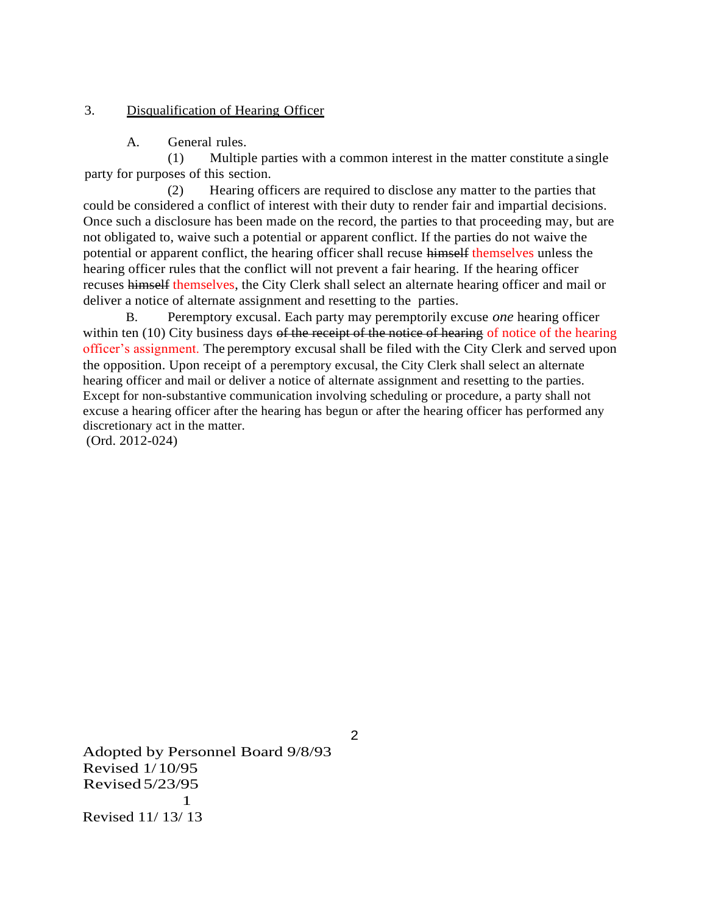3. Disqualification of Hearing Officer

A. General rules.

(1) Multiple parties with a common interest in the matter constitute a single party for purposes of this section.

(2) Hearing officers are required to disclose any matter to the parties that could be considered a conflict of interest with their duty to render fair and impartial decisions. Once such a disclosure has been made on the record, the parties to that proceeding may, but are not obligated to, waive such a potential or apparent conflict. If the parties do not waive the potential or apparent conflict, the hearing officer shall recuse ~~himself~~ themselves unless the hearing officer rules that the conflict will not prevent a fair hearing. If the hearing officer recuses ~~himself~~ themselves, the City Clerk shall select an alternate hearing officer and mail or deliver a notice of alternate assignment and resetting to the parties.

B. Peremptory excusal. Each party may peremptorily excuse *one* hearing officer within ten (10) City business days ~~of the receipt of the notice of hearing~~ of notice of the hearing officer's assignment. The peremptory excusal shall be filed with the City Clerk and served upon the opposition. Upon receipt of a peremptory excusal, the City Clerk shall select an alternate hearing officer and mail or deliver a notice of alternate assignment and resetting to the parties. Except for non-substantive communication involving scheduling or procedure, a party shall not excuse a hearing officer after the hearing has begun or after the hearing officer has performed any discretionary act in the matter.

(Ord. 2012-024)

Adopted by Personnel Board 9/8/93
Revised 1/10/95
Revised 5/23/95
Revised 11/13/13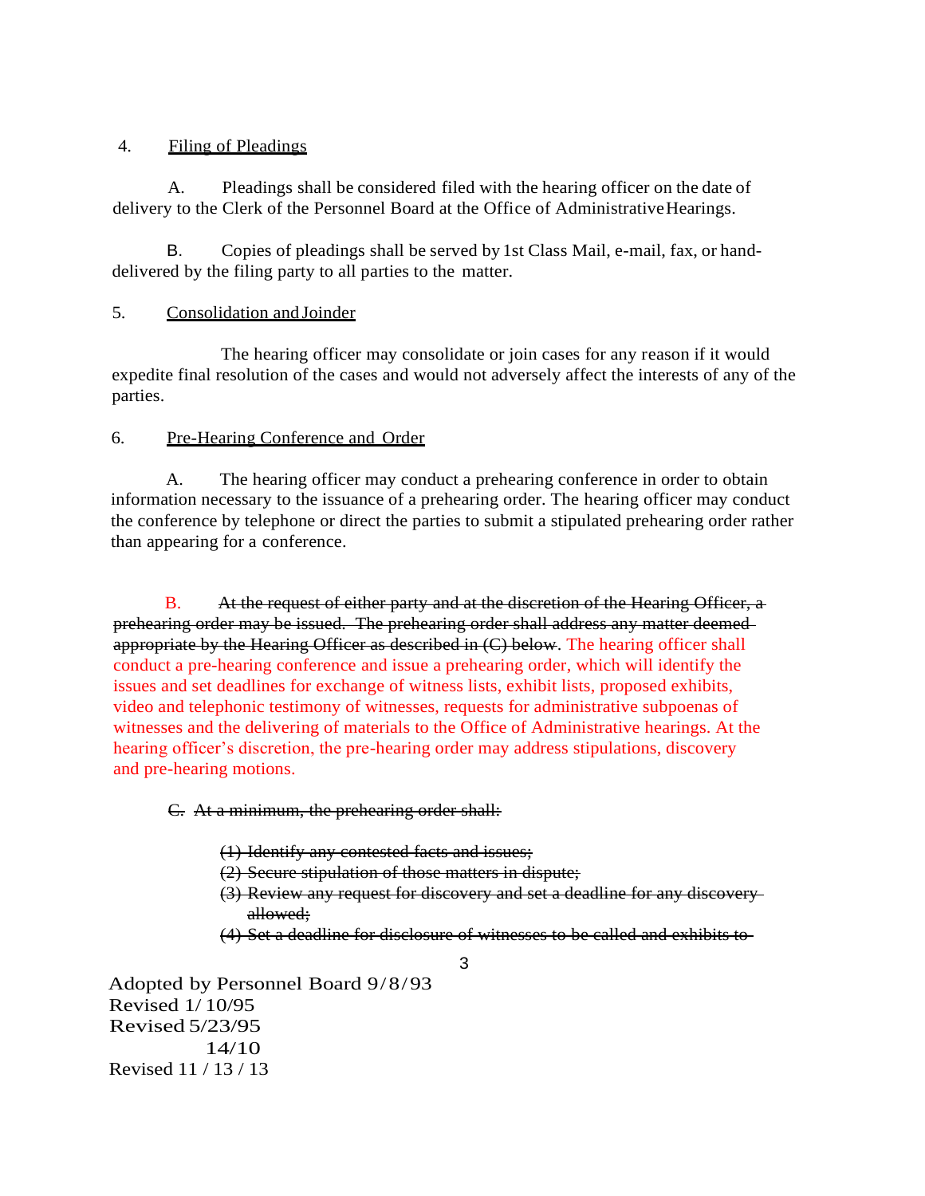4. <u>Filing of Pleadings</u>

A. Pleadings shall be considered filed with the hearing officer on the date of delivery to the Clerk of the Personnel Board at the Office of Administrative Hearings.

B. Copies of pleadings shall be served by 1st Class Mail, e-mail, fax, or hand-delivered by the filing party to all parties to the matter.

5. <u>Consolidation and Joinder</u>

The hearing officer may consolidate or join cases for any reason if it would expedite final resolution of the cases and would not adversely affect the interests of any of the parties.

6. <u>Pre-Hearing Conference and Order</u>

A. The hearing officer may conduct a prehearing conference in order to obtain information necessary to the issuance of a prehearing order. The hearing officer may conduct the conference by telephone or direct the parties to submit a stipulated prehearing order rather than appearing for a conference.

B. ~~At the request of either party and at the discretion of the Hearing Officer, a prehearing order may be issued. The prehearing order shall address any matter deemed appropriate by the Hearing Officer as described in (C) below~~. The hearing officer shall conduct a pre-hearing conference and issue a prehearing order, which will identify the issues and set deadlines for exchange of witness lists, exhibit lists, proposed exhibits, video and telephonic testimony of witnesses, requests for administrative subpoenas of witnesses and the delivering of materials to the Office of Administrative hearings. At the hearing officer's discretion, the pre-hearing order may address stipulations, discovery and pre-hearing motions.

~~C. At a minimum, the prehearing order shall:~~

~~(1) Identify any contested facts and issues;~~
~~(2) Secure stipulation of those matters in dispute;~~
~~(3) Review any request for discovery and set a deadline for any discovery allowed;~~
~~(4) Set a deadline for disclosure of witnesses to be called and exhibits to~~

Adopted by Personnel Board 9/8/93
Revised 1/10/95
Revised 5/23/95
14/10
Revised 11 / 13 / 13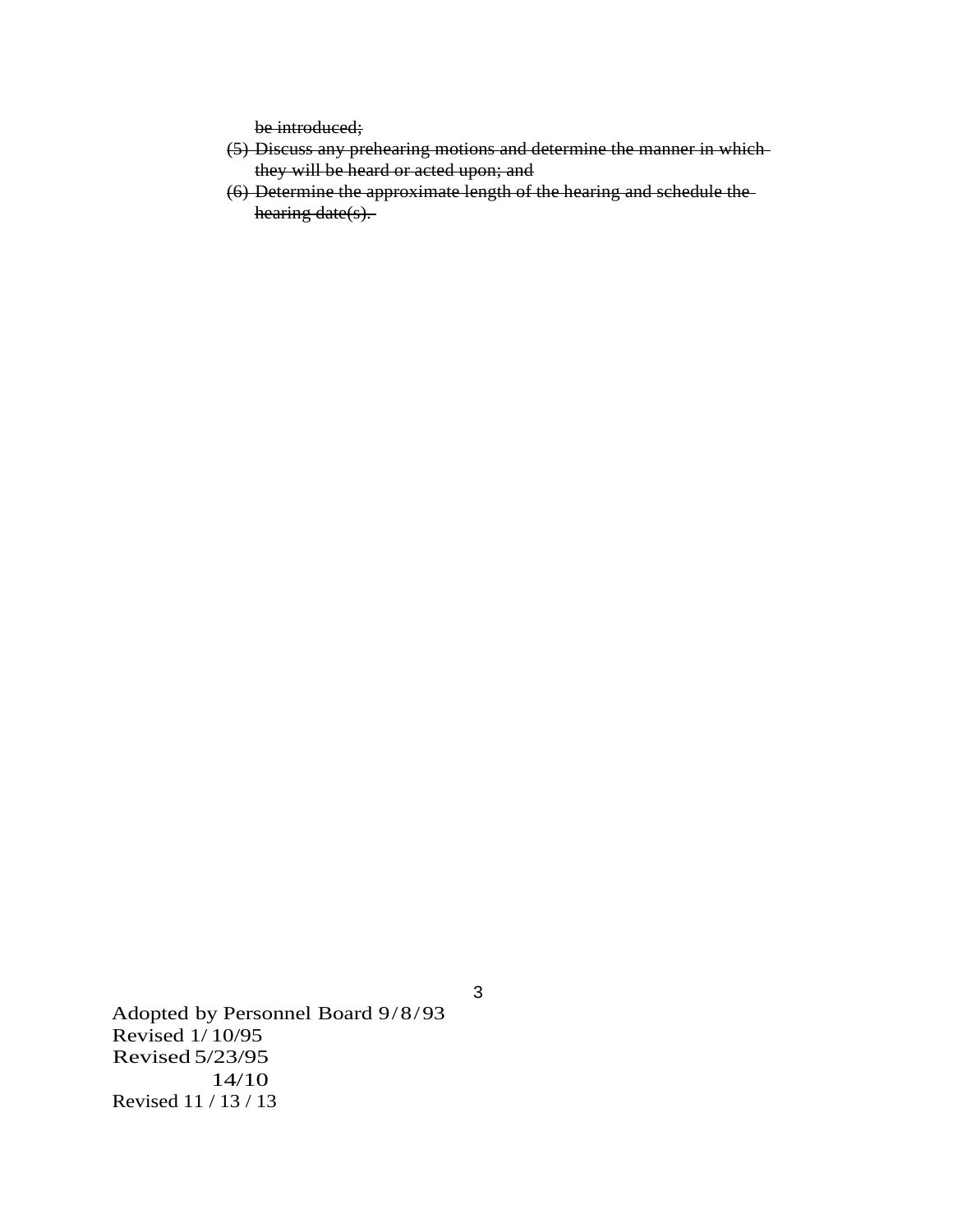~~be introduced;~~

~~(5) Discuss any prehearing motions and determine the manner in which they will be heard or acted upon; and~~

~~(6) Determine the approximate length of the hearing and schedule the hearing date(s).~~

Adopted by Personnel Board 9/8/93
Revised 1/10/95
Revised 5/23/95
14/10
Revised 11/13/13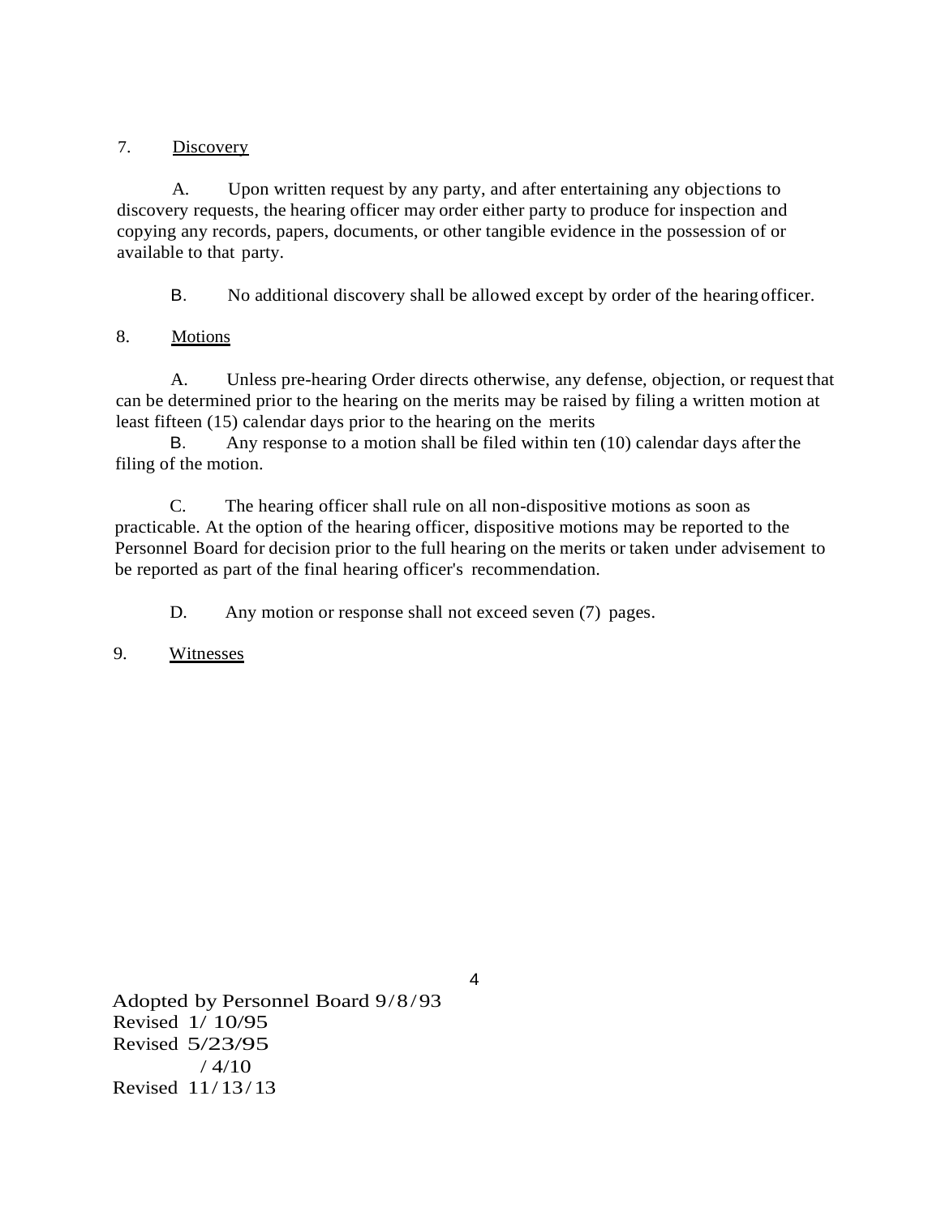7. Discovery

A. Upon written request by any party, and after entertaining any objections to discovery requests, the hearing officer may order either party to produce for inspection and copying any records, papers, documents, or other tangible evidence in the possession of or available to that party.

B. No additional discovery shall be allowed except by order of the hearing officer.

8. Motions

A. Unless pre-hearing Order directs otherwise, any defense, objection, or request that can be determined prior to the hearing on the merits may be raised by filing a written motion at least fifteen (15) calendar days prior to the hearing on the merits

B. Any response to a motion shall be filed within ten (10) calendar days after the filing of the motion.

C. The hearing officer shall rule on all non-dispositive motions as soon as practicable. At the option of the hearing officer, dispositive motions may be reported to the Personnel Board for decision prior to the full hearing on the merits or taken under advisement to be reported as part of the final hearing officer's recommendation.

D. Any motion or response shall not exceed seven (7) pages.

9. Witnesses

Adopted by Personnel Board 9/8/93
Revised 1/ 10/95
Revised 5/23/95
/ 4/10
Revised 11/13/13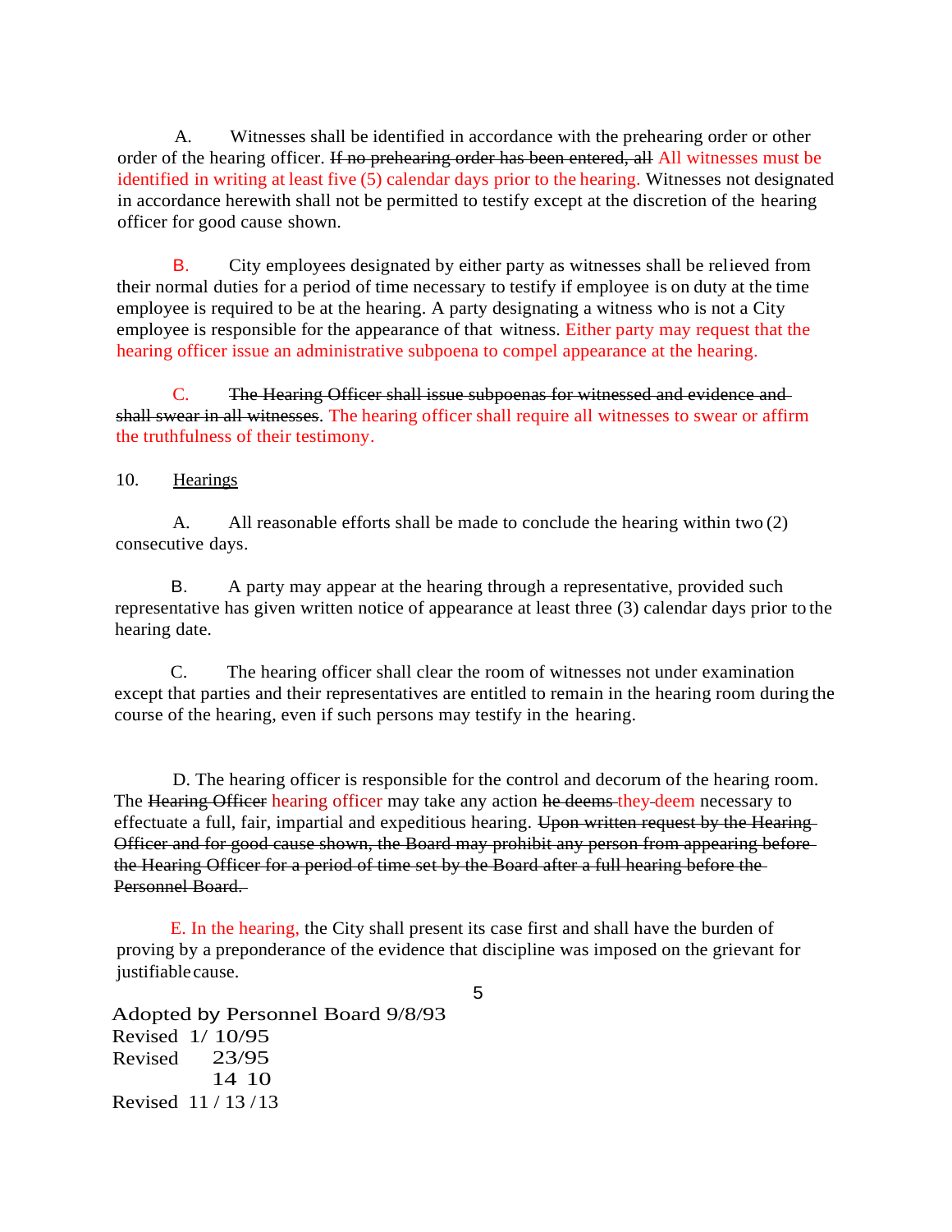A. Witnesses shall be identified in accordance with the prehearing order or other order of the hearing officer. ~~If no prehearing order has been entered, all~~ All witnesses must be identified in writing at least five (5) calendar days prior to the hearing. Witnesses not designated in accordance herewith shall not be permitted to testify except at the discretion of the hearing officer for good cause shown.

B. City employees designated by either party as witnesses shall be relieved from their normal duties for a period of time necessary to testify if employee is on duty at the time employee is required to be at the hearing. A party designating a witness who is not a City employee is responsible for the appearance of that witness. Either party may request that the hearing officer issue an administrative subpoena to compel appearance at the hearing.

C. ~~The Hearing Officer shall issue subpoenas for witnessed and evidence and shall swear in all witnesses~~. The hearing officer shall require all witnesses to swear or affirm the truthfulness of their testimony.

10. <u>Hearings</u>

A. All reasonable efforts shall be made to conclude the hearing within two (2) consecutive days.

B. A party may appear at the hearing through a representative, provided such representative has given written notice of appearance at least three (3) calendar days prior to the hearing date.

C. The hearing officer shall clear the room of witnesses not under examination except that parties and their representatives are entitled to remain in the hearing room during the course of the hearing, even if such persons may testify in the hearing.

D. The hearing officer is responsible for the control and decorum of the hearing room. The ~~Hearing Officer~~ hearing officer may take any action ~~he deems~~ they deem necessary to effectuate a full, fair, impartial and expeditious hearing. ~~Upon written request by the Hearing Officer and for good cause shown, the Board may prohibit any person from appearing before the Hearing Officer for a period of time set by the Board after a full hearing before the Personnel Board.~~

E. In the hearing, the City shall present its case first and shall have the burden of proving by a preponderance of the evidence that discipline was imposed on the grievant for justifiable cause.

Adopted by Personnel Board 9/8/93
Revised 1/ 10/95
Revised 23/95
14 10
Revised 11 / 13 /13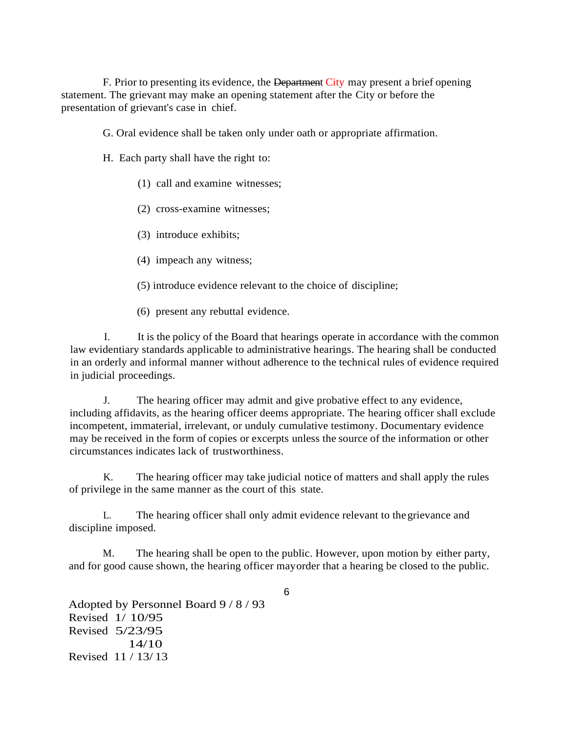F. Prior to presenting its evidence, the ~~Department~~ City may present a brief opening statement. The grievant may make an opening statement after the City or before the presentation of grievant's case in chief.

G. Oral evidence shall be taken only under oath or appropriate affirmation.

H. Each party shall have the right to:

(1) call and examine witnesses;

(2) cross-examine witnesses;

(3) introduce exhibits;

(4) impeach any witness;

(5) introduce evidence relevant to the choice of discipline;

(6) present any rebuttal evidence.

I. It is the policy of the Board that hearings operate in accordance with the common law evidentiary standards applicable to administrative hearings. The hearing shall be conducted in an orderly and informal manner without adherence to the technical rules of evidence required in judicial proceedings.

J. The hearing officer may admit and give probative effect to any evidence, including affidavits, as the hearing officer deems appropriate. The hearing officer shall exclude incompetent, immaterial, irrelevant, or unduly cumulative testimony. Documentary evidence may be received in the form of copies or excerpts unless the source of the information or other circumstances indicates lack of trustworthiness.

K. The hearing officer may take judicial notice of matters and shall apply the rules of privilege in the same manner as the court of this state.

L. The hearing officer shall only admit evidence relevant to the grievance and discipline imposed.

M. The hearing shall be open to the public. However, upon motion by either party, and for good cause shown, the hearing officer may order that a hearing be closed to the public.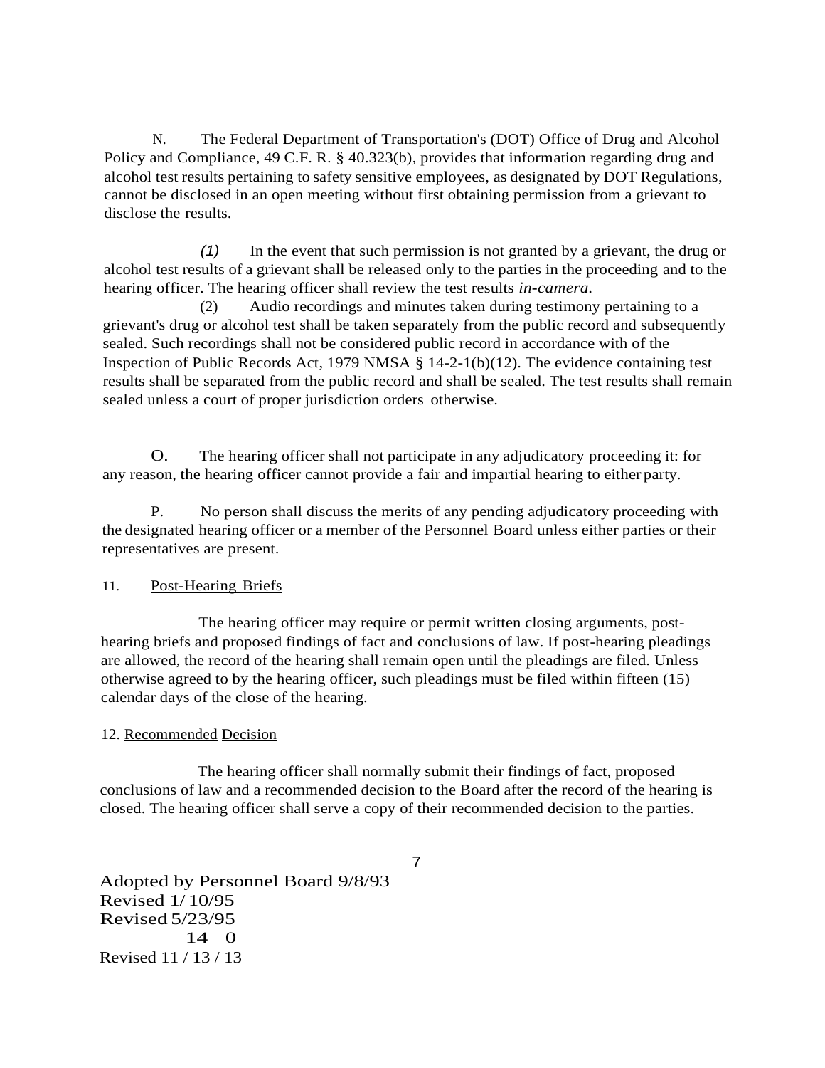N. The Federal Department of Transportation's (DOT) Office of Drug and Alcohol Policy and Compliance, 49 C.F. R. § 40.323(b), provides that information regarding drug and alcohol test results pertaining to safety sensitive employees, as designated by DOT Regulations, cannot be disclosed in an open meeting without first obtaining permission from a grievant to disclose the results.

*(1)* In the event that such permission is not granted by a grievant, the drug or alcohol test results of a grievant shall be released only to the parties in the proceeding and to the hearing officer. The hearing officer shall review the test results *in-camera.*

(2) Audio recordings and minutes taken during testimony pertaining to a grievant's drug or alcohol test shall be taken separately from the public record and subsequently sealed. Such recordings shall not be considered public record in accordance with of the Inspection of Public Records Act, 1979 NMSA § 14-2-1(b)(12). The evidence containing test results shall be separated from the public record and shall be sealed. The test results shall remain sealed unless a court of proper jurisdiction orders otherwise.

O. The hearing officer shall not participate in any adjudicatory proceeding it: for any reason, the hearing officer cannot provide a fair and impartial hearing to either party.

P. No person shall discuss the merits of any pending adjudicatory proceeding with the designated hearing officer or a member of the Personnel Board unless either parties or their representatives are present.

11. <u>Post-Hearing Briefs</u>

The hearing officer may require or permit written closing arguments, post-hearing briefs and proposed findings of fact and conclusions of law. If post-hearing pleadings are allowed, the record of the hearing shall remain open until the pleadings are filed. Unless otherwise agreed to by the hearing officer, such pleadings must be filed within fifteen (15) calendar days of the close of the hearing.

12. <u>Recommended Decision</u>

The hearing officer shall normally submit their findings of fact, proposed conclusions of law and a recommended decision to the Board after the record of the hearing is closed. The hearing officer shall serve a copy of their recommended decision to the parties.

Adopted by Personnel Board 9/8/93
Revised 1/10/95
Revised 5/23/95
14 0
Revised 11 / 13 / 13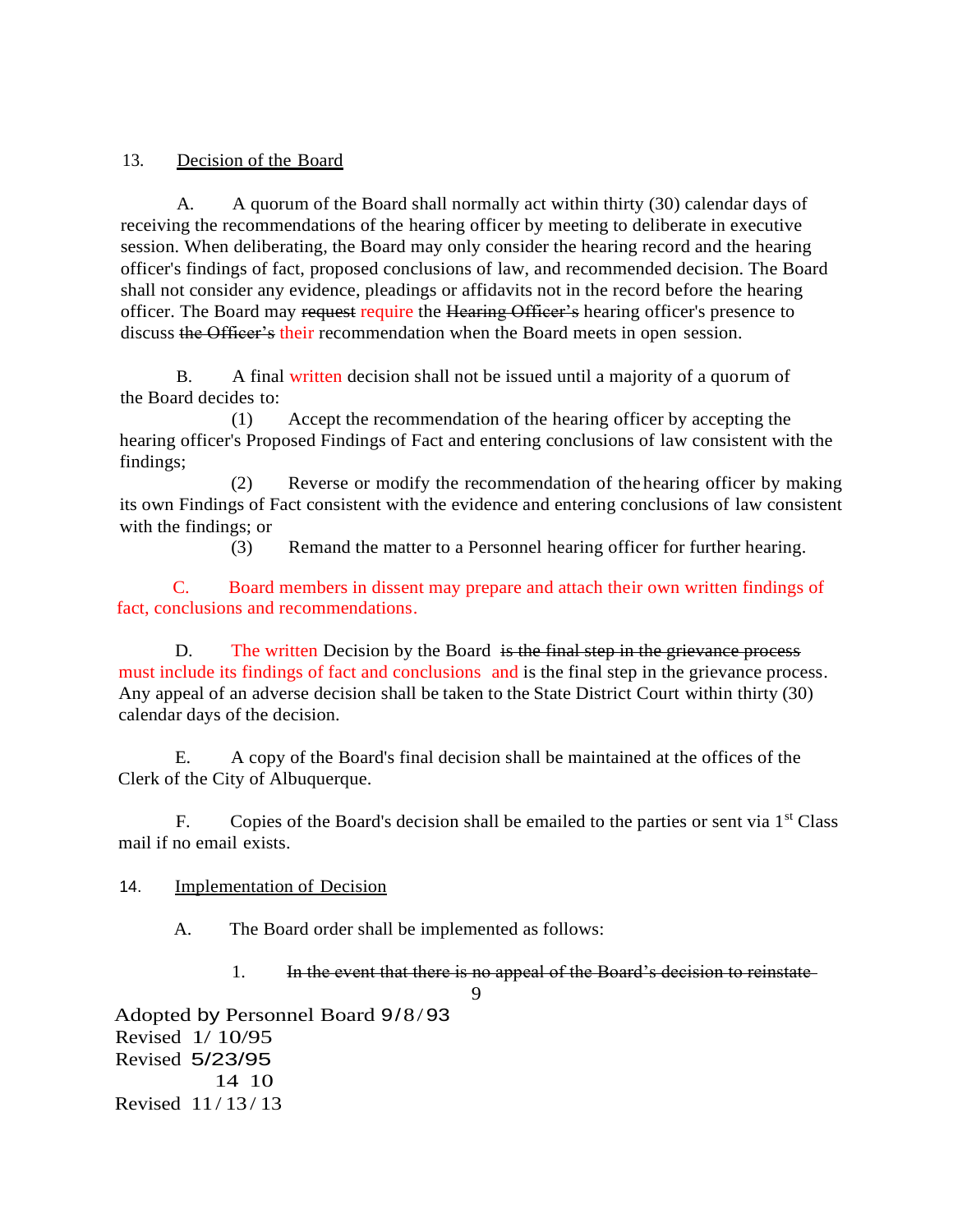13. Decision of the Board

A. A quorum of the Board shall normally act within thirty (30) calendar days of receiving the recommendations of the hearing officer by meeting to deliberate in executive session. When deliberating, the Board may only consider the hearing record and the hearing officer's findings of fact, proposed conclusions of law, and recommended decision. The Board shall not consider any evidence, pleadings or affidavits not in the record before the hearing officer. The Board may ~~request~~ require the ~~Hearing Officer's~~ hearing officer's presence to discuss ~~the Officer's~~ their recommendation when the Board meets in open session.

B. A final written decision shall not be issued until a majority of a quorum of the Board decides to:

(1) Accept the recommendation of the hearing officer by accepting the hearing officer's Proposed Findings of Fact and entering conclusions of law consistent with the findings;

(2) Reverse or modify the recommendation of the hearing officer by making its own Findings of Fact consistent with the evidence and entering conclusions of law consistent with the findings; or

(3) Remand the matter to a Personnel hearing officer for further hearing.

C. Board members in dissent may prepare and attach their own written findings of fact, conclusions and recommendations.

D. The written Decision by the Board ~~is the final step in the grievance process~~ must include its findings of fact and conclusions and is the final step in the grievance process. Any appeal of an adverse decision shall be taken to the State District Court within thirty (30) calendar days of the decision.

E. A copy of the Board's final decision shall be maintained at the offices of the Clerk of the City of Albuquerque.

F. Copies of the Board's decision shall be emailed to the parties or sent via 1st Class mail if no email exists.

14. Implementation of Decision

A. The Board order shall be implemented as follows:

1. ~~In the event that there is no appeal of the Board's decision to reinstate~~

Adopted by Personnel Board 9/8/93
Revised 1/10/95
Revised 5/23/95
14 10
Revised 11/13/13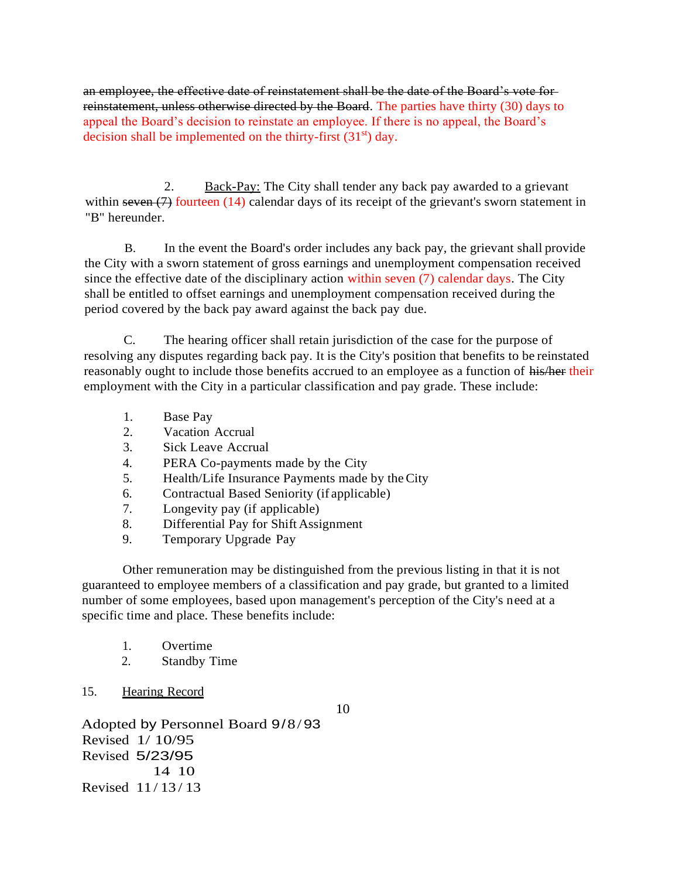~~an employee, the effective date of reinstatement shall be the date of the Board's vote for reinstatement, unless otherwise directed by the Board.~~ The parties have thirty (30) days to appeal the Board's decision to reinstate an employee. If there is no appeal, the Board's decision shall be implemented on the thirty-first (31st) day.

2. Back-Pay: The City shall tender any back pay awarded to a grievant within ~~seven (7)~~ fourteen (14) calendar days of its receipt of the grievant's sworn statement in "B" hereunder.

B. In the event the Board's order includes any back pay, the grievant shall provide the City with a sworn statement of gross earnings and unemployment compensation received since the effective date of the disciplinary action within seven (7) calendar days. The City shall be entitled to offset earnings and unemployment compensation received during the period covered by the back pay award against the back pay due.

C. The hearing officer shall retain jurisdiction of the case for the purpose of resolving any disputes regarding back pay. It is the City's position that benefits to be reinstated reasonably ought to include those benefits accrued to an employee as a function of ~~his/her~~ their employment with the City in a particular classification and pay grade. These include:

1. Base Pay
2. Vacation Accrual
3. Sick Leave Accrual
4. PERA Co-payments made by the City
5. Health/Life Insurance Payments made by the City
6. Contractual Based Seniority (if applicable)
7. Longevity pay (if applicable)
8. Differential Pay for Shift Assignment
9. Temporary Upgrade Pay

Other remuneration may be distinguished from the previous listing in that it is not guaranteed to employee members of a classification and pay grade, but granted to a limited number of some employees, based upon management's perception of the City's need at a specific time and place. These benefits include:

1. Overtime
2. Standby Time

15. Hearing Record

Adopted by Personnel Board 9/8/93
Revised 1/10/95
Revised 5/23/95
14 10
Revised 11/13/13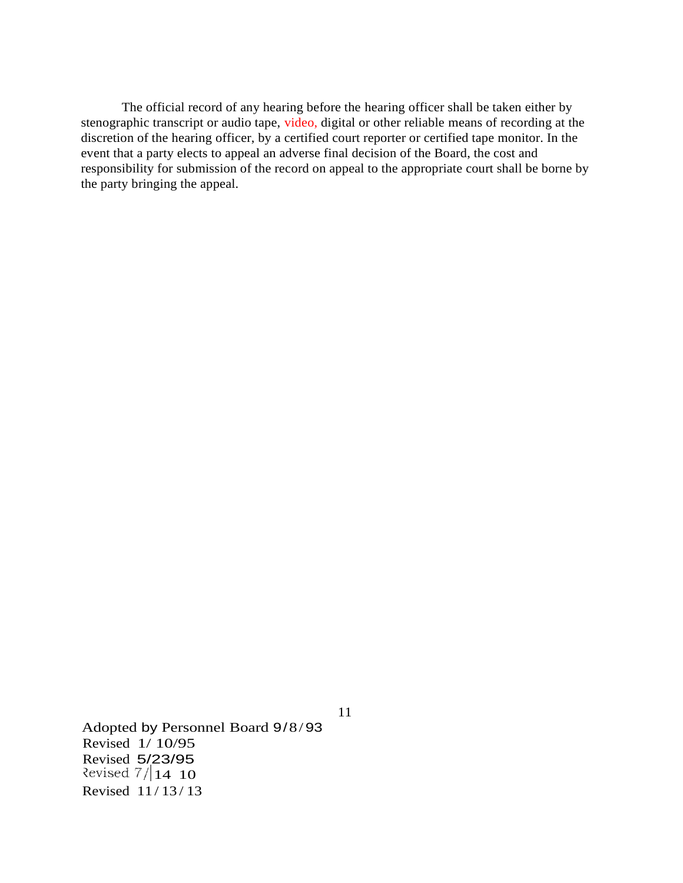The official record of any hearing before the hearing officer shall be taken either by stenographic transcript or audio tape, video, digital or other reliable means of recording at the discretion of the hearing officer, by a certified court reporter or certified tape monitor. In the event that a party elects to appeal an adverse final decision of the Board, the cost and responsibility for submission of the record on appeal to the appropriate court shall be borne by the party bringing the appeal.

Adopted by Personnel Board 9/8/93
Revised 1/ 10/95
Revised 5/23/95
Revised 7/14 10
Revised 11/13/13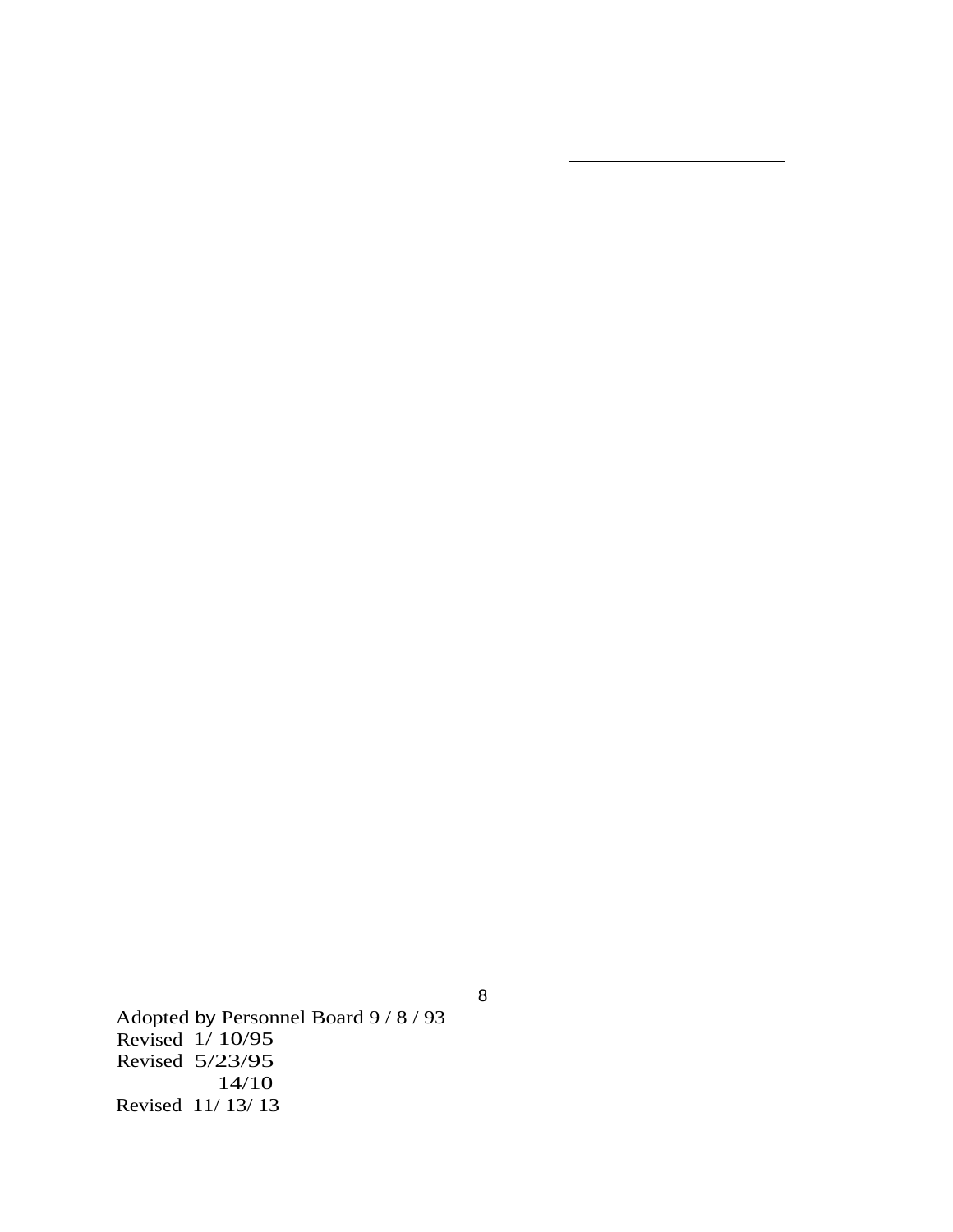Adopted by Personnel Board 9 / 8 / 93
Revised 1/ 10/95
Revised 5/23/95
14/10
Revised 11/ 13/ 13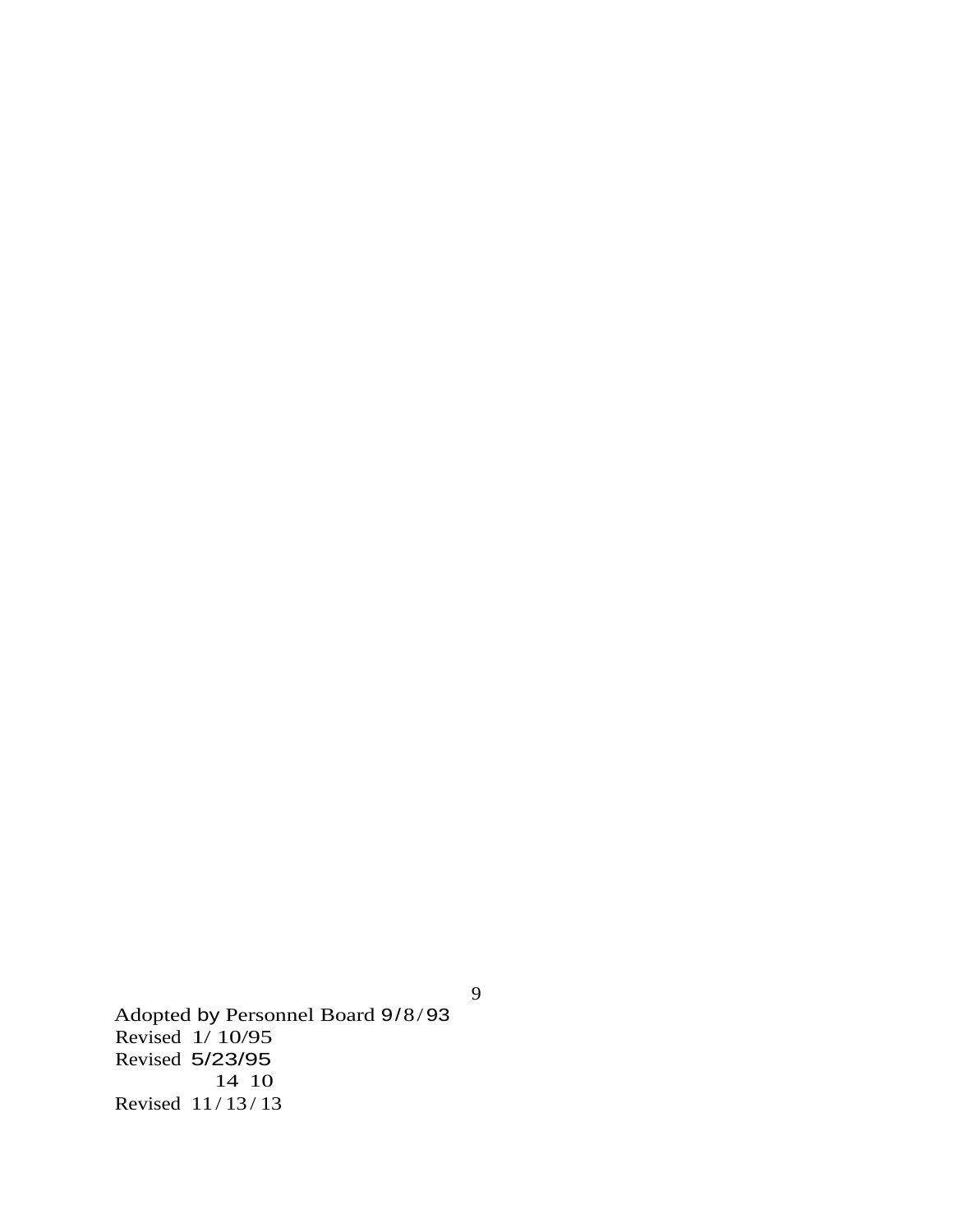Adopted by Personnel Board 9/8/93
Revised 1/ 10/95
Revised 5/23/95
14 10
Revised 11/13/13